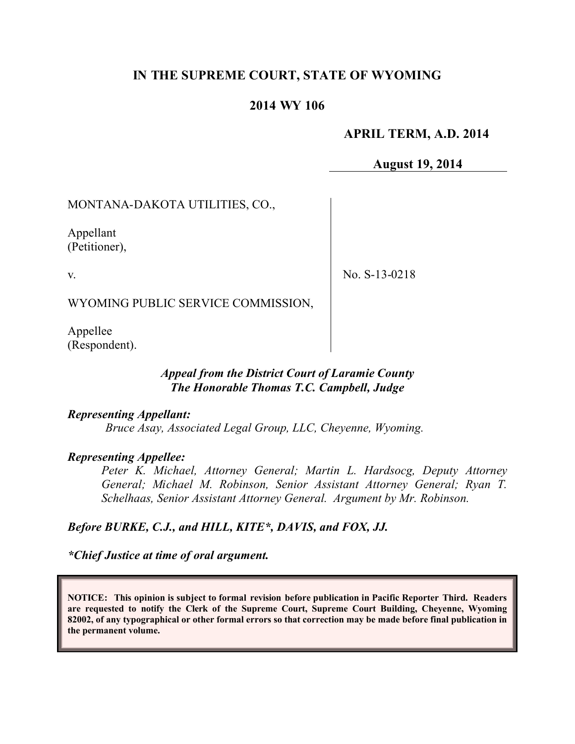# IN THE SUPREME COURT, STATE OF WYOMING

## 2014 WY 106

**APRIL TERM, A.D. 2014**

**August 19, 2014**

MONTANA-DAKOTA UTILITIES, CO.,

Appellant
(Petitioner),

v.

WYOMING PUBLIC SERVICE COMMISSION,

Appellee
(Respondent).

No. S-13-0218

***Appeal from the District Court of Laramie County***
***The Honorable Thomas T.C. Campbell, Judge***

***Representing Appellant:***

*Bruce Asay, Associated Legal Group, LLC, Cheyenne, Wyoming.*

***Representing Appellee:***

*Peter K. Michael, Attorney General; Martin L. Hardsocg, Deputy Attorney General; Michael M. Robinson, Senior Assistant Attorney General; Ryan T. Schelhaas, Senior Assistant Attorney General. Argument by Mr. Robinson.*

***Before BURKE, C.J., and HILL, KITE\*, DAVIS, and FOX, JJ.***

***\*Chief Justice at time of oral argument.***

**NOTICE: This opinion is subject to formal revision before publication in Pacific Reporter Third. Readers are requested to notify the Clerk of the Supreme Court, Supreme Court Building, Cheyenne, Wyoming 82002, of any typographical or other formal errors so that correction may be made before final publication in the permanent volume.**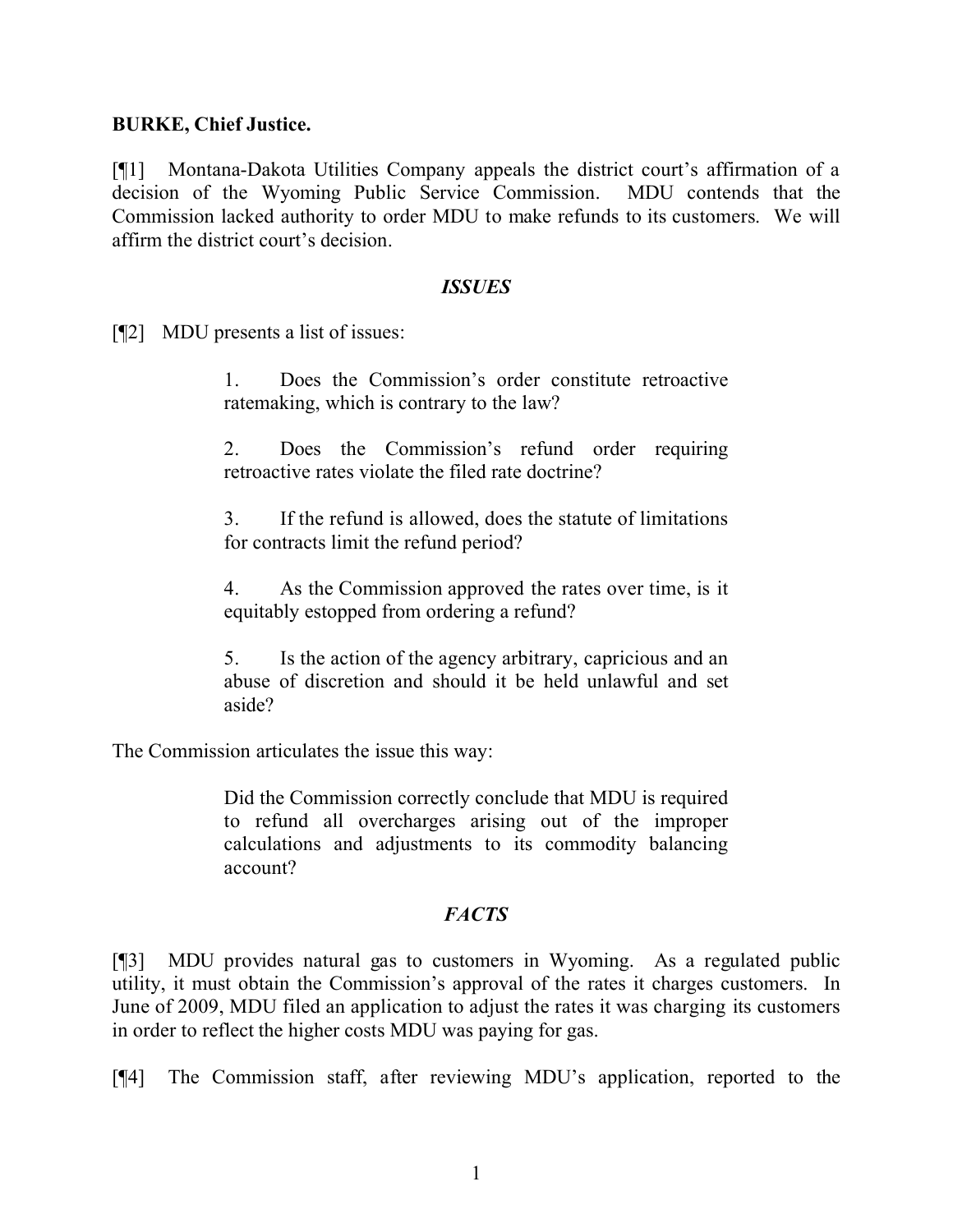**BURKE, Chief Justice.**

[¶1] Montana-Dakota Utilities Company appeals the district court's affirmation of a decision of the Wyoming Public Service Commission. MDU contends that the Commission lacked authority to order MDU to make refunds to its customers. We will affirm the district court's decision.

### *ISSUES*

[¶2] MDU presents a list of issues:

> 1. Does the Commission's order constitute retroactive ratemaking, which is contrary to the law?
>
> 2. Does the Commission's refund order requiring retroactive rates violate the filed rate doctrine?
>
> 3. If the refund is allowed, does the statute of limitations for contracts limit the refund period?
>
> 4. As the Commission approved the rates over time, is it equitably estopped from ordering a refund?
>
> 5. Is the action of the agency arbitrary, capricious and an abuse of discretion and should it be held unlawful and set aside?

The Commission articulates the issue this way:

> Did the Commission correctly conclude that MDU is required to refund all overcharges arising out of the improper calculations and adjustments to its commodity balancing account?

### *FACTS*

[¶3] MDU provides natural gas to customers in Wyoming. As a regulated public utility, it must obtain the Commission's approval of the rates it charges customers. In June of 2009, MDU filed an application to adjust the rates it was charging its customers in order to reflect the higher costs MDU was paying for gas.

[¶4] The Commission staff, after reviewing MDU's application, reported to the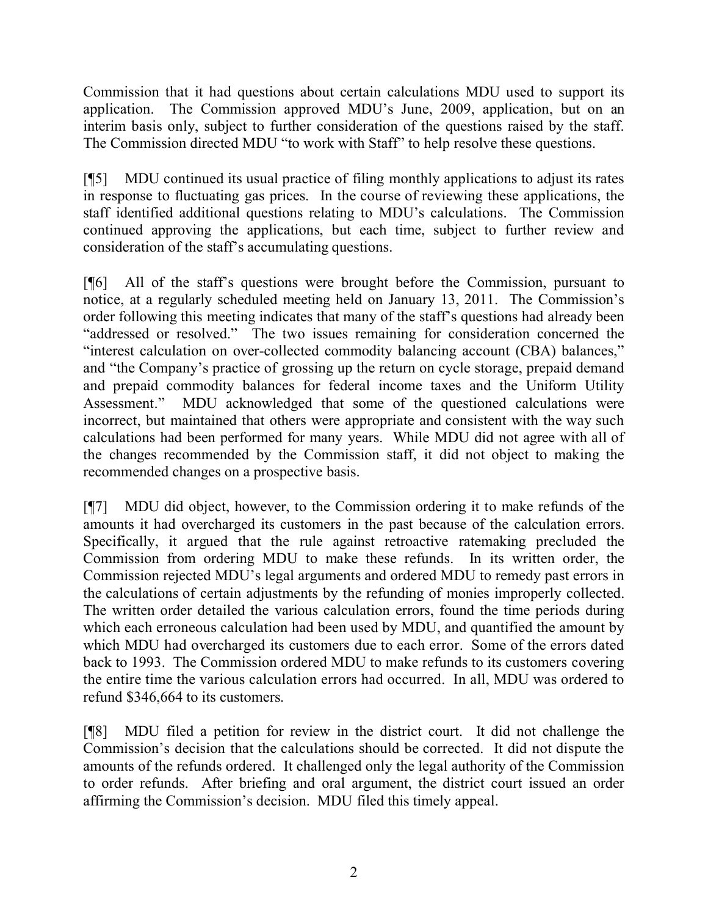Commission that it had questions about certain calculations MDU used to support its application. The Commission approved MDU's June, 2009, application, but on an interim basis only, subject to further consideration of the questions raised by the staff. The Commission directed MDU "to work with Staff" to help resolve these questions.

[¶5] MDU continued its usual practice of filing monthly applications to adjust its rates in response to fluctuating gas prices. In the course of reviewing these applications, the staff identified additional questions relating to MDU's calculations. The Commission continued approving the applications, but each time, subject to further review and consideration of the staff's accumulating questions.

[¶6] All of the staff's questions were brought before the Commission, pursuant to notice, at a regularly scheduled meeting held on January 13, 2011. The Commission's order following this meeting indicates that many of the staff's questions had already been "addressed or resolved." The two issues remaining for consideration concerned the "interest calculation on over-collected commodity balancing account (CBA) balances," and "the Company's practice of grossing up the return on cycle storage, prepaid demand and prepaid commodity balances for federal income taxes and the Uniform Utility Assessment." MDU acknowledged that some of the questioned calculations were incorrect, but maintained that others were appropriate and consistent with the way such calculations had been performed for many years. While MDU did not agree with all of the changes recommended by the Commission staff, it did not object to making the recommended changes on a prospective basis.

[¶7] MDU did object, however, to the Commission ordering it to make refunds of the amounts it had overcharged its customers in the past because of the calculation errors. Specifically, it argued that the rule against retroactive ratemaking precluded the Commission from ordering MDU to make these refunds. In its written order, the Commission rejected MDU's legal arguments and ordered MDU to remedy past errors in the calculations of certain adjustments by the refunding of monies improperly collected. The written order detailed the various calculation errors, found the time periods during which each erroneous calculation had been used by MDU, and quantified the amount by which MDU had overcharged its customers due to each error. Some of the errors dated back to 1993. The Commission ordered MDU to make refunds to its customers covering the entire time the various calculation errors had occurred. In all, MDU was ordered to refund $346,664 to its customers.

[¶8] MDU filed a petition for review in the district court. It did not challenge the Commission's decision that the calculations should be corrected. It did not dispute the amounts of the refunds ordered. It challenged only the legal authority of the Commission to order refunds. After briefing and oral argument, the district court issued an order affirming the Commission's decision. MDU filed this timely appeal.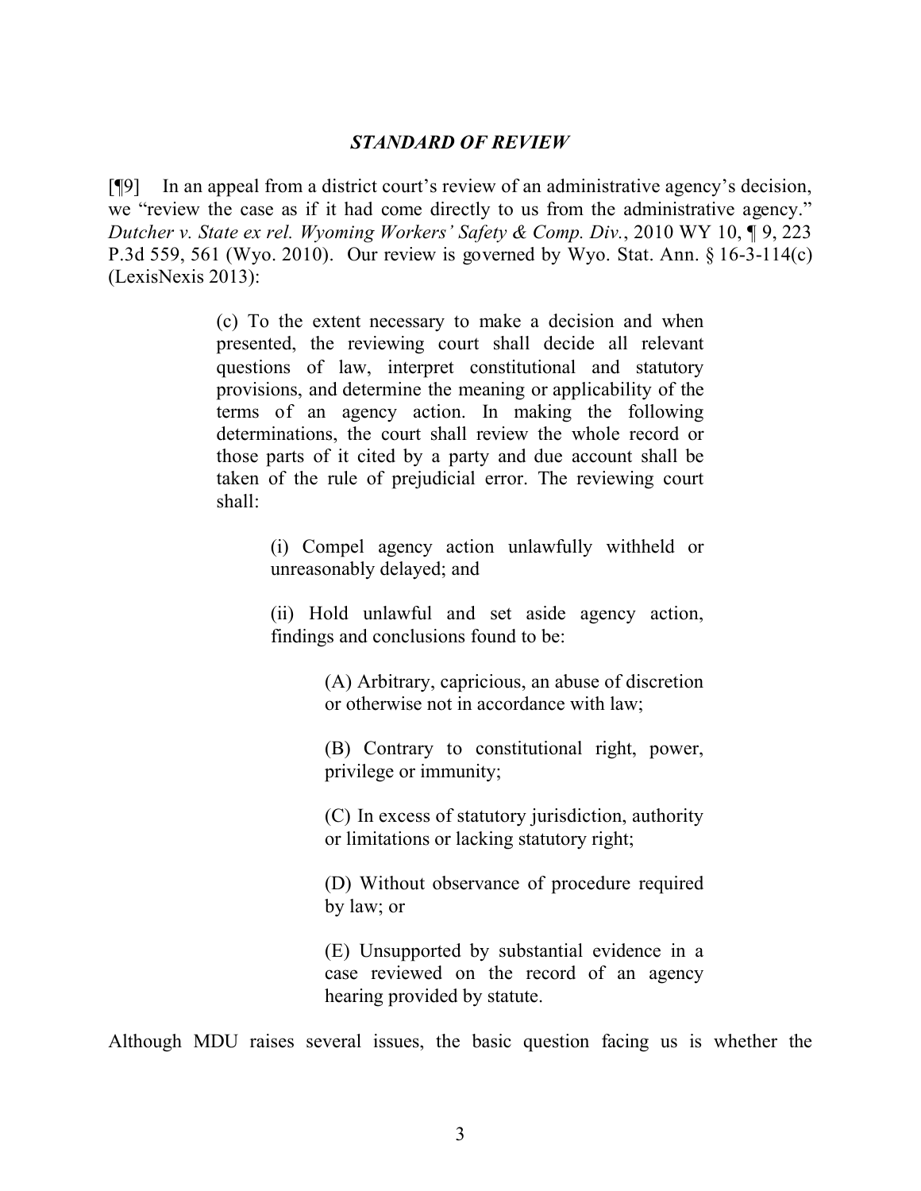### *STANDARD OF REVIEW*

[¶9] In an appeal from a district court's review of an administrative agency's decision, we "review the case as if it had come directly to us from the administrative agency." *Dutcher v. State ex rel. Wyoming Workers' Safety & Comp. Div.*, 2010 WY 10, ¶ 9, 223 P.3d 559, 561 (Wyo. 2010). Our review is governed by Wyo. Stat. Ann. § 16-3-114(c) (LexisNexis 2013):

> (c) To the extent necessary to make a decision and when presented, the reviewing court shall decide all relevant questions of law, interpret constitutional and statutory provisions, and determine the meaning or applicability of the terms of an agency action. In making the following determinations, the court shall review the whole record or those parts of it cited by a party and due account shall be taken of the rule of prejudicial error. The reviewing court shall:
>
> > (i) Compel agency action unlawfully withheld or unreasonably delayed; and
> >
> > (ii) Hold unlawful and set aside agency action, findings and conclusions found to be:
> >
> > > (A) Arbitrary, capricious, an abuse of discretion or otherwise not in accordance with law;
> > >
> > > (B) Contrary to constitutional right, power, privilege or immunity;
> > >
> > > (C) In excess of statutory jurisdiction, authority or limitations or lacking statutory right;
> > >
> > > (D) Without observance of procedure required by law; or
> > >
> > > (E) Unsupported by substantial evidence in a case reviewed on the record of an agency hearing provided by statute.

Although MDU raises several issues, the basic question facing us is whether the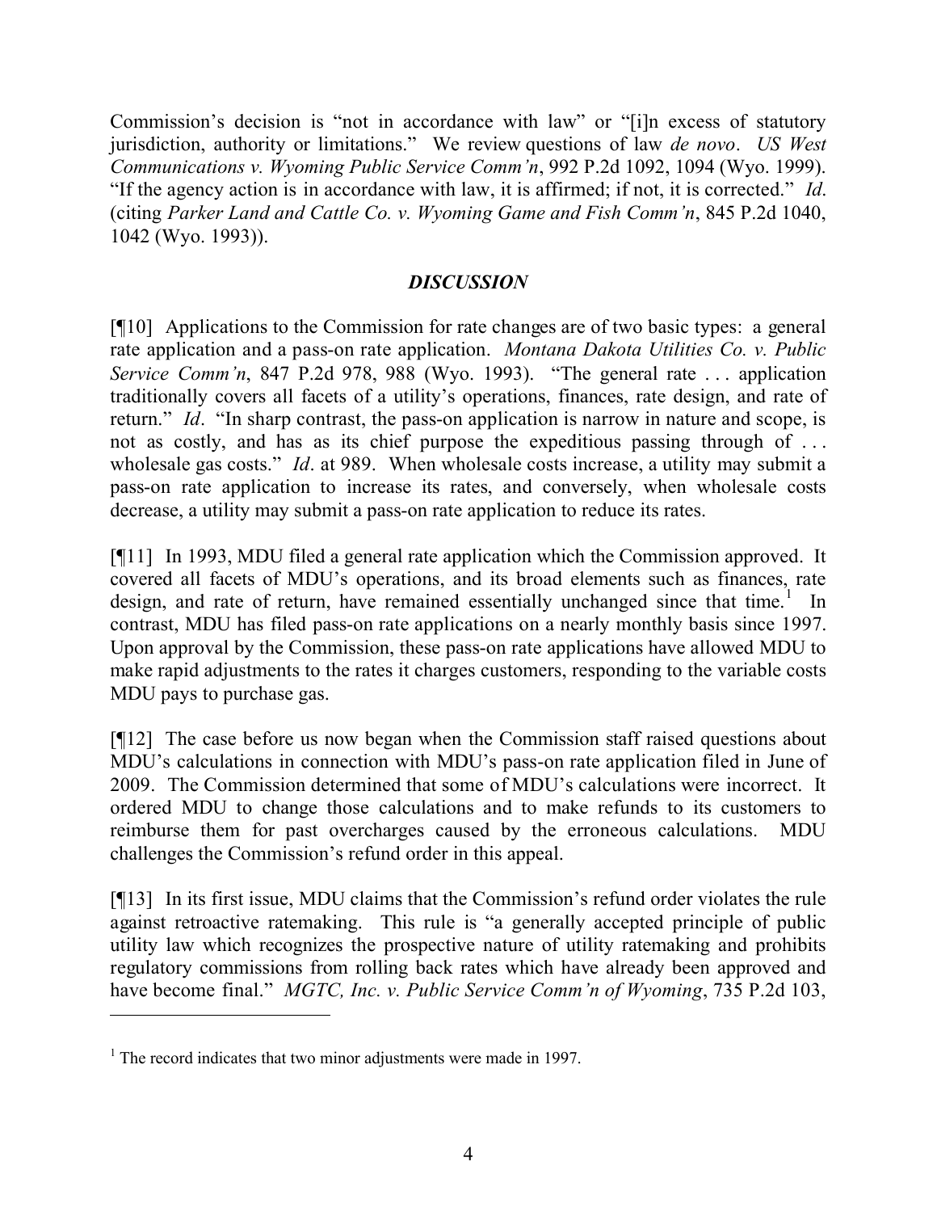Commission's decision is "not in accordance with law" or "[i]n excess of statutory jurisdiction, authority or limitations." We review questions of law *de novo*. *US West Communications v. Wyoming Public Service Comm'n*, 992 P.2d 1092, 1094 (Wyo. 1999). "If the agency action is in accordance with law, it is affirmed; if not, it is corrected." *Id*. (citing *Parker Land and Cattle Co. v. Wyoming Game and Fish Comm'n*, 845 P.2d 1040, 1042 (Wyo. 1993)).

## *DISCUSSION*

[¶10] Applications to the Commission for rate changes are of two basic types: a general rate application and a pass-on rate application. *Montana Dakota Utilities Co. v. Public Service Comm'n*, 847 P.2d 978, 988 (Wyo. 1993). "The general rate . . . application traditionally covers all facets of a utility's operations, finances, rate design, and rate of return." *Id*. "In sharp contrast, the pass-on application is narrow in nature and scope, is not as costly, and has as its chief purpose the expeditious passing through of . . . wholesale gas costs." *Id*. at 989. When wholesale costs increase, a utility may submit a pass-on rate application to increase its rates, and conversely, when wholesale costs decrease, a utility may submit a pass-on rate application to reduce its rates.

[¶11] In 1993, MDU filed a general rate application which the Commission approved. It covered all facets of MDU's operations, and its broad elements such as finances, rate design, and rate of return, have remained essentially unchanged since that time.[1] In contrast, MDU has filed pass-on rate applications on a nearly monthly basis since 1997. Upon approval by the Commission, these pass-on rate applications have allowed MDU to make rapid adjustments to the rates it charges customers, responding to the variable costs MDU pays to purchase gas.

[¶12] The case before us now began when the Commission staff raised questions about MDU's calculations in connection with MDU's pass-on rate application filed in June of 2009. The Commission determined that some of MDU's calculations were incorrect. It ordered MDU to change those calculations and to make refunds to its customers to reimburse them for past overcharges caused by the erroneous calculations. MDU challenges the Commission's refund order in this appeal.

[¶13] In its first issue, MDU claims that the Commission's refund order violates the rule against retroactive ratemaking. This rule is "a generally accepted principle of public utility law which recognizes the prospective nature of utility ratemaking and prohibits regulatory commissions from rolling back rates which have already been approved and have become final." *MGTC, Inc. v. Public Service Comm'n of Wyoming*, 735 P.2d 103,

---

[1] The record indicates that two minor adjustments were made in 1997.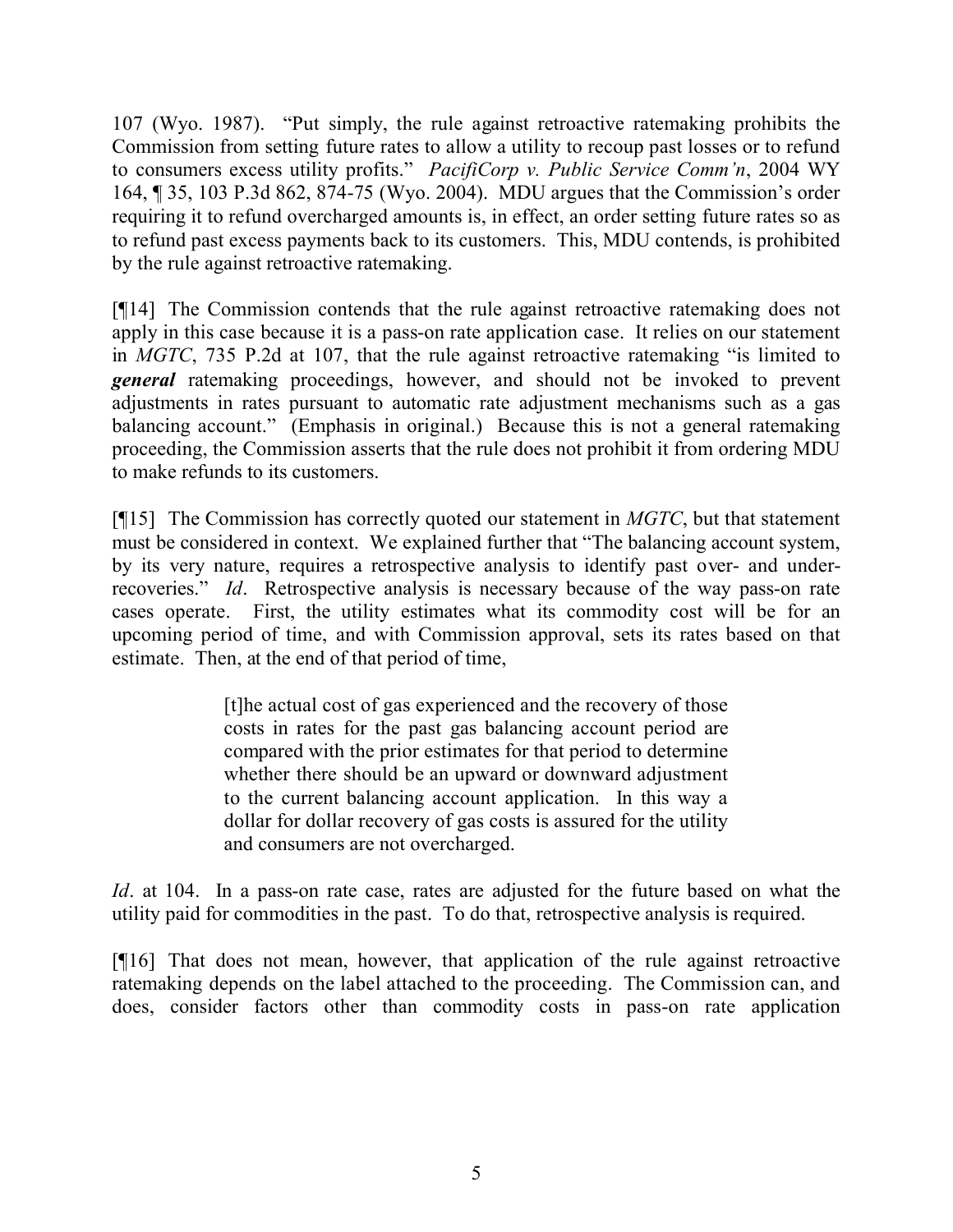107 (Wyo. 1987). "Put simply, the rule against retroactive ratemaking prohibits the Commission from setting future rates to allow a utility to recoup past losses or to refund to consumers excess utility profits." *PacifiCorp v. Public Service Comm'n*, 2004 WY 164, ¶ 35, 103 P.3d 862, 874-75 (Wyo. 2004). MDU argues that the Commission's order requiring it to refund overcharged amounts is, in effect, an order setting future rates so as to refund past excess payments back to its customers. This, MDU contends, is prohibited by the rule against retroactive ratemaking.

[¶14] The Commission contends that the rule against retroactive ratemaking does not apply in this case because it is a pass-on rate application case. It relies on our statement in *MGTC*, 735 P.2d at 107, that the rule against retroactive ratemaking "is limited to ***general*** ratemaking proceedings, however, and should not be invoked to prevent adjustments in rates pursuant to automatic rate adjustment mechanisms such as a gas balancing account." (Emphasis in original.) Because this is not a general ratemaking proceeding, the Commission asserts that the rule does not prohibit it from ordering MDU to make refunds to its customers.

[¶15] The Commission has correctly quoted our statement in *MGTC*, but that statement must be considered in context. We explained further that "The balancing account system, by its very nature, requires a retrospective analysis to identify past over- and under-recoveries." *Id*. Retrospective analysis is necessary because of the way pass-on rate cases operate. First, the utility estimates what its commodity cost will be for an upcoming period of time, and with Commission approval, sets its rates based on that estimate. Then, at the end of that period of time,

> [t]he actual cost of gas experienced and the recovery of those costs in rates for the past gas balancing account period are compared with the prior estimates for that period to determine whether there should be an upward or downward adjustment to the current balancing account application. In this way a dollar for dollar recovery of gas costs is assured for the utility and consumers are not overcharged.

*Id*. at 104. In a pass-on rate case, rates are adjusted for the future based on what the utility paid for commodities in the past. To do that, retrospective analysis is required.

[¶16] That does not mean, however, that application of the rule against retroactive ratemaking depends on the label attached to the proceeding. The Commission can, and does, consider factors other than commodity costs in pass-on rate application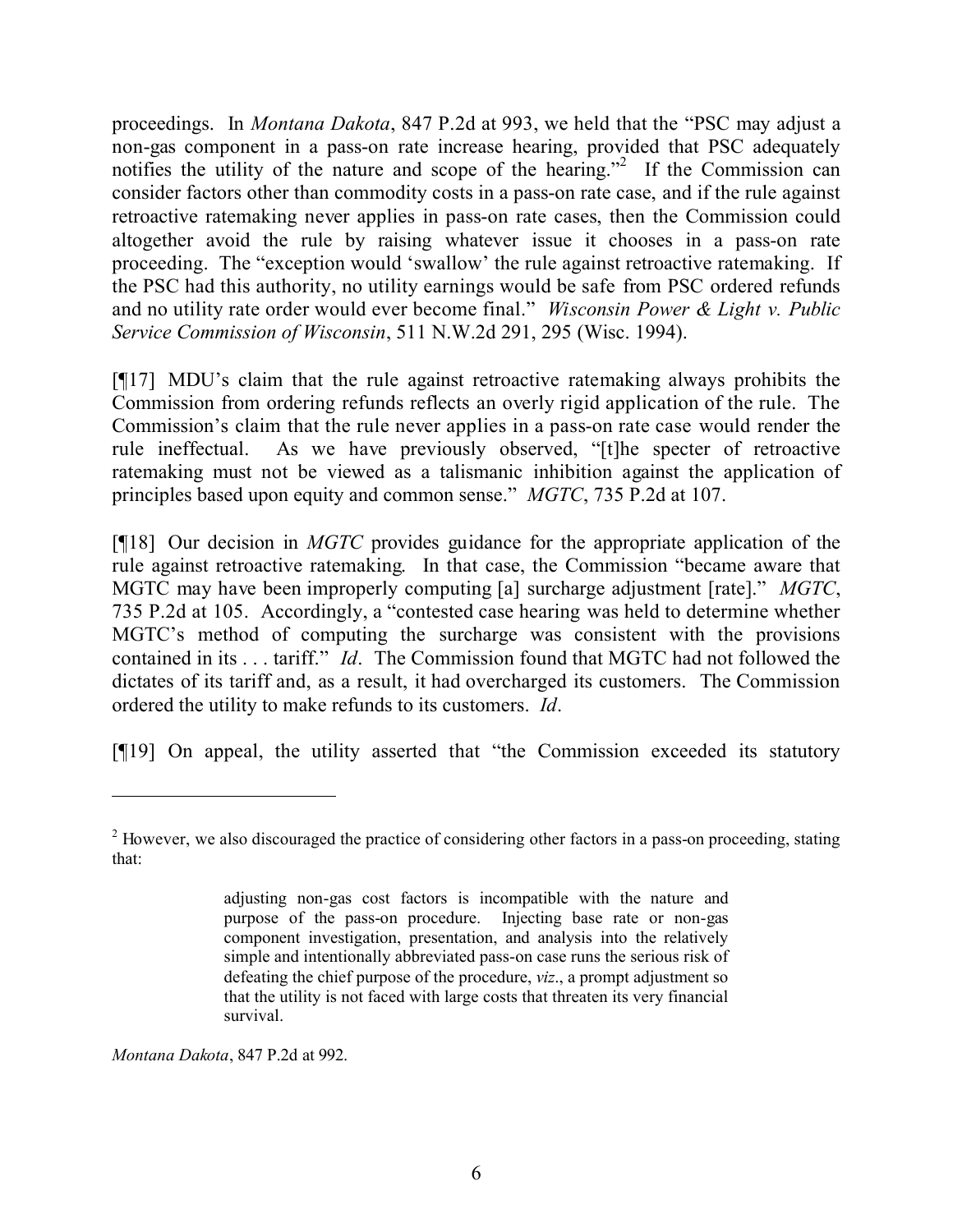proceedings. In *Montana Dakota*, 847 P.2d at 993, we held that the "PSC may adjust a non-gas component in a pass-on rate increase hearing, provided that PSC adequately notifies the utility of the nature and scope of the hearing."[2] If the Commission can consider factors other than commodity costs in a pass-on rate case, and if the rule against retroactive ratemaking never applies in pass-on rate cases, then the Commission could altogether avoid the rule by raising whatever issue it chooses in a pass-on rate proceeding. The "exception would 'swallow' the rule against retroactive ratemaking. If the PSC had this authority, no utility earnings would be safe from PSC ordered refunds and no utility rate order would ever become final." *Wisconsin Power & Light v. Public Service Commission of Wisconsin*, 511 N.W.2d 291, 295 (Wisc. 1994).

[¶17] MDU's claim that the rule against retroactive ratemaking always prohibits the Commission from ordering refunds reflects an overly rigid application of the rule. The Commission's claim that the rule never applies in a pass-on rate case would render the rule ineffectual. As we have previously observed, "[t]he specter of retroactive ratemaking must not be viewed as a talismanic inhibition against the application of principles based upon equity and common sense." *MGTC*, 735 P.2d at 107.

[¶18] Our decision in *MGTC* provides guidance for the appropriate application of the rule against retroactive ratemaking. In that case, the Commission "became aware that MGTC may have been improperly computing [a] surcharge adjustment [rate]." *MGTC*, 735 P.2d at 105. Accordingly, a "contested case hearing was held to determine whether MGTC's method of computing the surcharge was consistent with the provisions contained in its . . . tariff." *Id*. The Commission found that MGTC had not followed the dictates of its tariff and, as a result, it had overcharged its customers. The Commission ordered the utility to make refunds to its customers. *Id*.

[¶19] On appeal, the utility asserted that "the Commission exceeded its statutory

---

[2] However, we also discouraged the practice of considering other factors in a pass-on proceeding, stating that:

> adjusting non-gas cost factors is incompatible with the nature and purpose of the pass-on procedure. Injecting base rate or non-gas component investigation, presentation, and analysis into the relatively simple and intentionally abbreviated pass-on case runs the serious risk of defeating the chief purpose of the procedure, *viz*., a prompt adjustment so that the utility is not faced with large costs that threaten its very financial survival.

*Montana Dakota*, 847 P.2d at 992.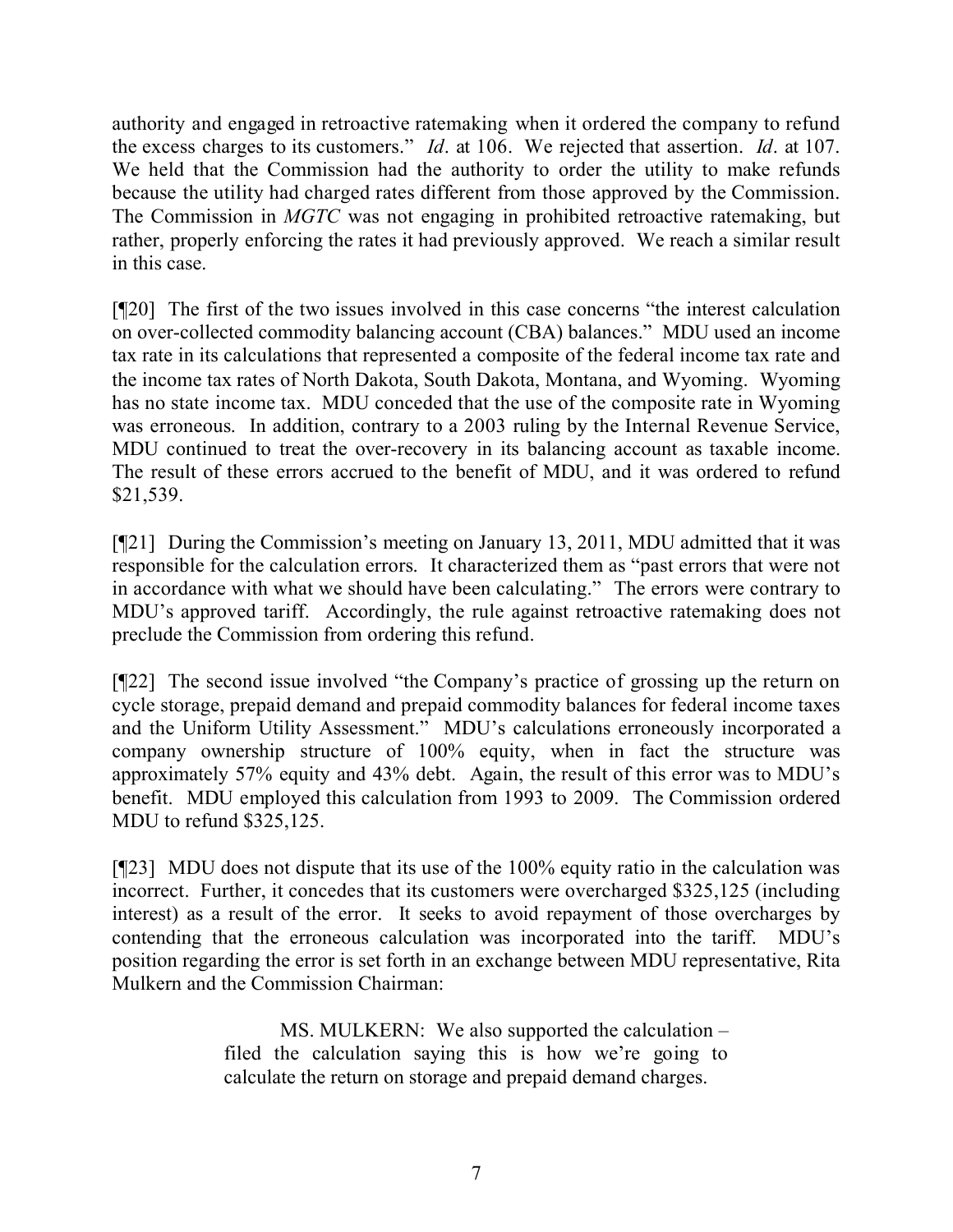authority and engaged in retroactive ratemaking when it ordered the company to refund the excess charges to its customers." *Id*. at 106. We rejected that assertion. *Id*. at 107. We held that the Commission had the authority to order the utility to make refunds because the utility had charged rates different from those approved by the Commission. The Commission in *MGTC* was not engaging in prohibited retroactive ratemaking, but rather, properly enforcing the rates it had previously approved. We reach a similar result in this case.

[¶20] The first of the two issues involved in this case concerns "the interest calculation on over-collected commodity balancing account (CBA) balances." MDU used an income tax rate in its calculations that represented a composite of the federal income tax rate and the income tax rates of North Dakota, South Dakota, Montana, and Wyoming. Wyoming has no state income tax. MDU conceded that the use of the composite rate in Wyoming was erroneous. In addition, contrary to a 2003 ruling by the Internal Revenue Service, MDU continued to treat the over-recovery in its balancing account as taxable income. The result of these errors accrued to the benefit of MDU, and it was ordered to refund $21,539.

[¶21] During the Commission's meeting on January 13, 2011, MDU admitted that it was responsible for the calculation errors. It characterized them as "past errors that were not in accordance with what we should have been calculating." The errors were contrary to MDU's approved tariff. Accordingly, the rule against retroactive ratemaking does not preclude the Commission from ordering this refund.

[¶22] The second issue involved "the Company's practice of grossing up the return on cycle storage, prepaid demand and prepaid commodity balances for federal income taxes and the Uniform Utility Assessment." MDU's calculations erroneously incorporated a company ownership structure of 100% equity, when in fact the structure was approximately 57% equity and 43% debt. Again, the result of this error was to MDU's benefit. MDU employed this calculation from 1993 to 2009. The Commission ordered MDU to refund $325,125.

[¶23] MDU does not dispute that its use of the 100% equity ratio in the calculation was incorrect. Further, it concedes that its customers were overcharged $325,125 (including interest) as a result of the error. It seeks to avoid repayment of those overcharges by contending that the erroneous calculation was incorporated into the tariff. MDU's position regarding the error is set forth in an exchange between MDU representative, Rita Mulkern and the Commission Chairman:

> MS. MULKERN: We also supported the calculation – filed the calculation saying this is how we're going to calculate the return on storage and prepaid demand charges.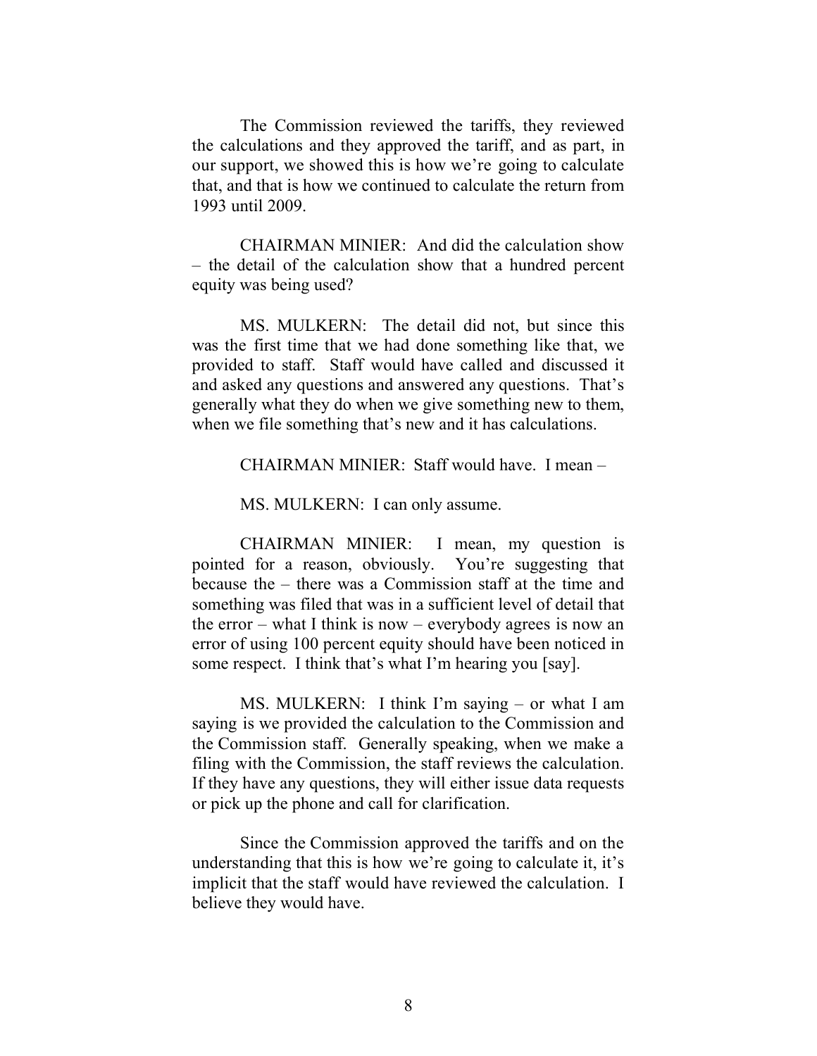The Commission reviewed the tariffs, they reviewed the calculations and they approved the tariff, and as part, in our support, we showed this is how we're going to calculate that, and that is how we continued to calculate the return from 1993 until 2009.

CHAIRMAN MINIER: And did the calculation show – the detail of the calculation show that a hundred percent equity was being used?

MS. MULKERN: The detail did not, but since this was the first time that we had done something like that, we provided to staff. Staff would have called and discussed it and asked any questions and answered any questions. That's generally what they do when we give something new to them, when we file something that's new and it has calculations.

CHAIRMAN MINIER: Staff would have. I mean –

MS. MULKERN: I can only assume.

CHAIRMAN MINIER: I mean, my question is pointed for a reason, obviously. You're suggesting that because the – there was a Commission staff at the time and something was filed that was in a sufficient level of detail that the error – what I think is now – everybody agrees is now an error of using 100 percent equity should have been noticed in some respect. I think that's what I'm hearing you [say].

MS. MULKERN: I think I'm saying – or what I am saying is we provided the calculation to the Commission and the Commission staff. Generally speaking, when we make a filing with the Commission, the staff reviews the calculation. If they have any questions, they will either issue data requests or pick up the phone and call for clarification.

Since the Commission approved the tariffs and on the understanding that this is how we're going to calculate it, it's implicit that the staff would have reviewed the calculation. I believe they would have.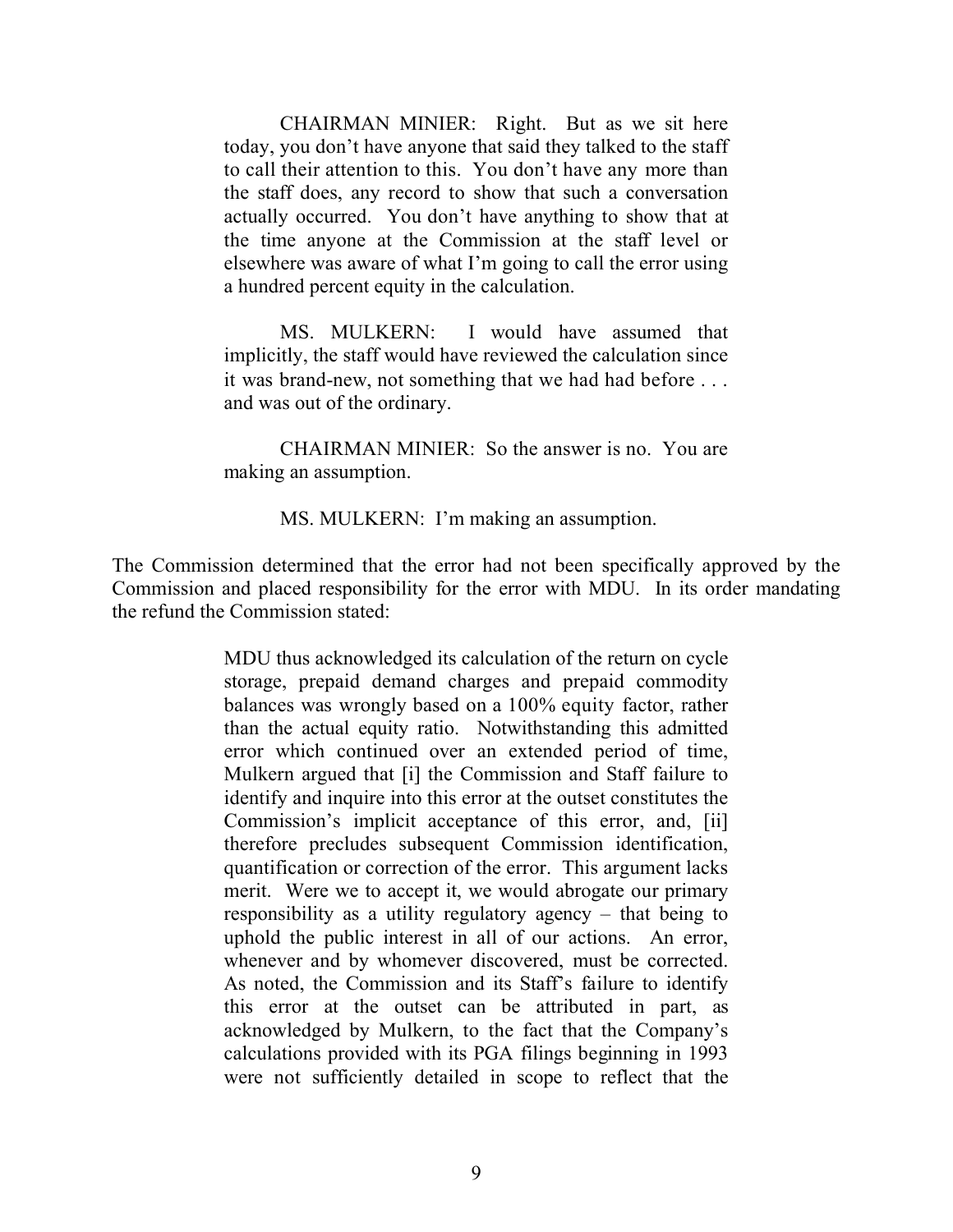> CHAIRMAN MINIER: Right. But as we sit here today, you don't have anyone that said they talked to the staff to call their attention to this. You don't have any more than the staff does, any record to show that such a conversation actually occurred. You don't have anything to show that at the time anyone at the Commission at the staff level or elsewhere was aware of what I'm going to call the error using a hundred percent equity in the calculation.
>
> MS. MULKERN: I would have assumed that implicitly, the staff would have reviewed the calculation since it was brand-new, not something that we had had before . . . and was out of the ordinary.
>
> CHAIRMAN MINIER: So the answer is no. You are making an assumption.
>
> MS. MULKERN: I'm making an assumption.

The Commission determined that the error had not been specifically approved by the Commission and placed responsibility for the error with MDU. In its order mandating the refund the Commission stated:

> MDU thus acknowledged its calculation of the return on cycle storage, prepaid demand charges and prepaid commodity balances was wrongly based on a 100% equity factor, rather than the actual equity ratio. Notwithstanding this admitted error which continued over an extended period of time, Mulkern argued that [i] the Commission and Staff failure to identify and inquire into this error at the outset constitutes the Commission's implicit acceptance of this error, and, [ii] therefore precludes subsequent Commission identification, quantification or correction of the error. This argument lacks merit. Were we to accept it, we would abrogate our primary responsibility as a utility regulatory agency – that being to uphold the public interest in all of our actions. An error, whenever and by whomever discovered, must be corrected. As noted, the Commission and its Staff's failure to identify this error at the outset can be attributed in part, as acknowledged by Mulkern, to the fact that the Company's calculations provided with its PGA filings beginning in 1993 were not sufficiently detailed in scope to reflect that the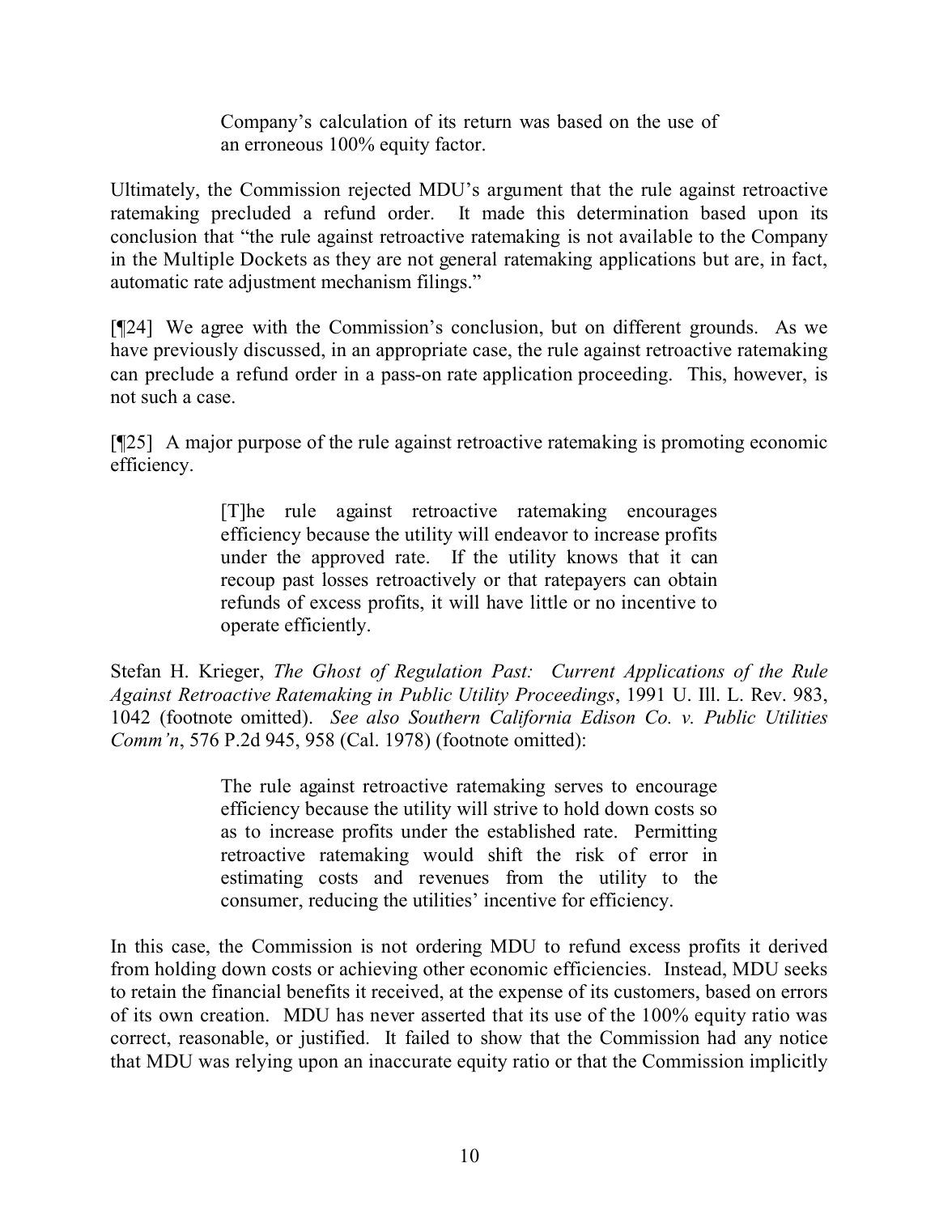> Company's calculation of its return was based on the use of an erroneous 100% equity factor.

Ultimately, the Commission rejected MDU's argument that the rule against retroactive ratemaking precluded a refund order. It made this determination based upon its conclusion that "the rule against retroactive ratemaking is not available to the Company in the Multiple Dockets as they are not general ratemaking applications but are, in fact, automatic rate adjustment mechanism filings."

[¶24] We agree with the Commission's conclusion, but on different grounds. As we have previously discussed, in an appropriate case, the rule against retroactive ratemaking can preclude a refund order in a pass-on rate application proceeding. This, however, is not such a case.

[¶25] A major purpose of the rule against retroactive ratemaking is promoting economic efficiency.

> [T]he rule against retroactive ratemaking encourages efficiency because the utility will endeavor to increase profits under the approved rate. If the utility knows that it can recoup past losses retroactively or that ratepayers can obtain refunds of excess profits, it will have little or no incentive to operate efficiently.

Stefan H. Krieger, *The Ghost of Regulation Past: Current Applications of the Rule Against Retroactive Ratemaking in Public Utility Proceedings*, 1991 U. Ill. L. Rev. 983, 1042 (footnote omitted). *See also Southern California Edison Co. v. Public Utilities Comm'n*, 576 P.2d 945, 958 (Cal. 1978) (footnote omitted):

> The rule against retroactive ratemaking serves to encourage efficiency because the utility will strive to hold down costs so as to increase profits under the established rate. Permitting retroactive ratemaking would shift the risk of error in estimating costs and revenues from the utility to the consumer, reducing the utilities' incentive for efficiency.

In this case, the Commission is not ordering MDU to refund excess profits it derived from holding down costs or achieving other economic efficiencies. Instead, MDU seeks to retain the financial benefits it received, at the expense of its customers, based on errors of its own creation. MDU has never asserted that its use of the 100% equity ratio was correct, reasonable, or justified. It failed to show that the Commission had any notice that MDU was relying upon an inaccurate equity ratio or that the Commission implicitly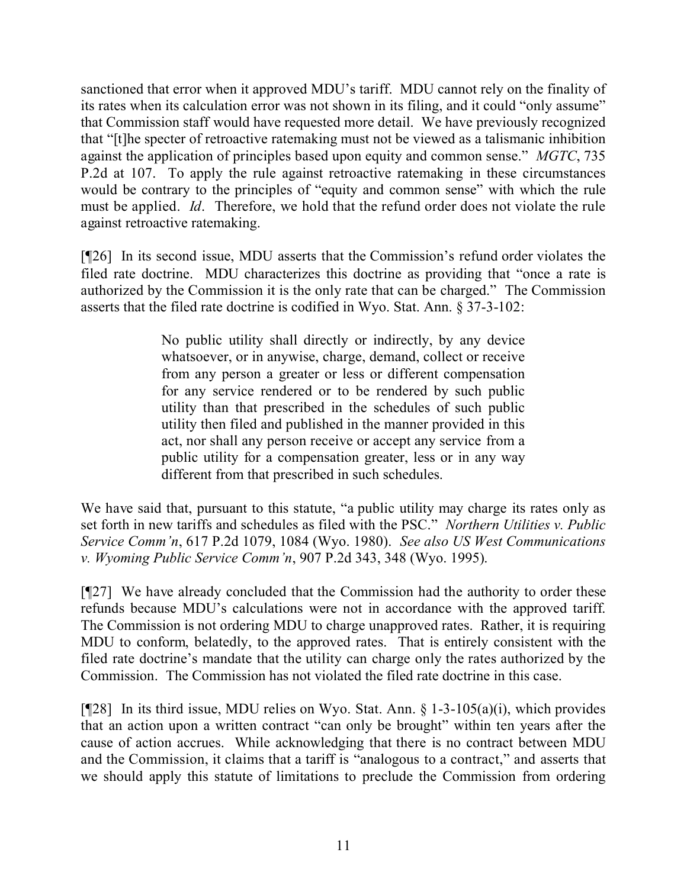sanctioned that error when it approved MDU's tariff. MDU cannot rely on the finality of its rates when its calculation error was not shown in its filing, and it could "only assume" that Commission staff would have requested more detail. We have previously recognized that "[t]he specter of retroactive ratemaking must not be viewed as a talismanic inhibition against the application of principles based upon equity and common sense." *MGTC*, 735 P.2d at 107. To apply the rule against retroactive ratemaking in these circumstances would be contrary to the principles of "equity and common sense" with which the rule must be applied. *Id*. Therefore, we hold that the refund order does not violate the rule against retroactive ratemaking.

[¶26] In its second issue, MDU asserts that the Commission's refund order violates the filed rate doctrine. MDU characterizes this doctrine as providing that "once a rate is authorized by the Commission it is the only rate that can be charged." The Commission asserts that the filed rate doctrine is codified in Wyo. Stat. Ann. § 37-3-102:

> No public utility shall directly or indirectly, by any device whatsoever, or in anywise, charge, demand, collect or receive from any person a greater or less or different compensation for any service rendered or to be rendered by such public utility than that prescribed in the schedules of such public utility then filed and published in the manner provided in this act, nor shall any person receive or accept any service from a public utility for a compensation greater, less or in any way different from that prescribed in such schedules.

We have said that, pursuant to this statute, "a public utility may charge its rates only as set forth in new tariffs and schedules as filed with the PSC." *Northern Utilities v. Public Service Comm'n*, 617 P.2d 1079, 1084 (Wyo. 1980). *See also US West Communications v. Wyoming Public Service Comm'n*, 907 P.2d 343, 348 (Wyo. 1995).

[¶27] We have already concluded that the Commission had the authority to order these refunds because MDU's calculations were not in accordance with the approved tariff. The Commission is not ordering MDU to charge unapproved rates. Rather, it is requiring MDU to conform, belatedly, to the approved rates. That is entirely consistent with the filed rate doctrine's mandate that the utility can charge only the rates authorized by the Commission. The Commission has not violated the filed rate doctrine in this case.

[¶28] In its third issue, MDU relies on Wyo. Stat. Ann. § 1-3-105(a)(i), which provides that an action upon a written contract "can only be brought" within ten years after the cause of action accrues. While acknowledging that there is no contract between MDU and the Commission, it claims that a tariff is "analogous to a contract," and asserts that we should apply this statute of limitations to preclude the Commission from ordering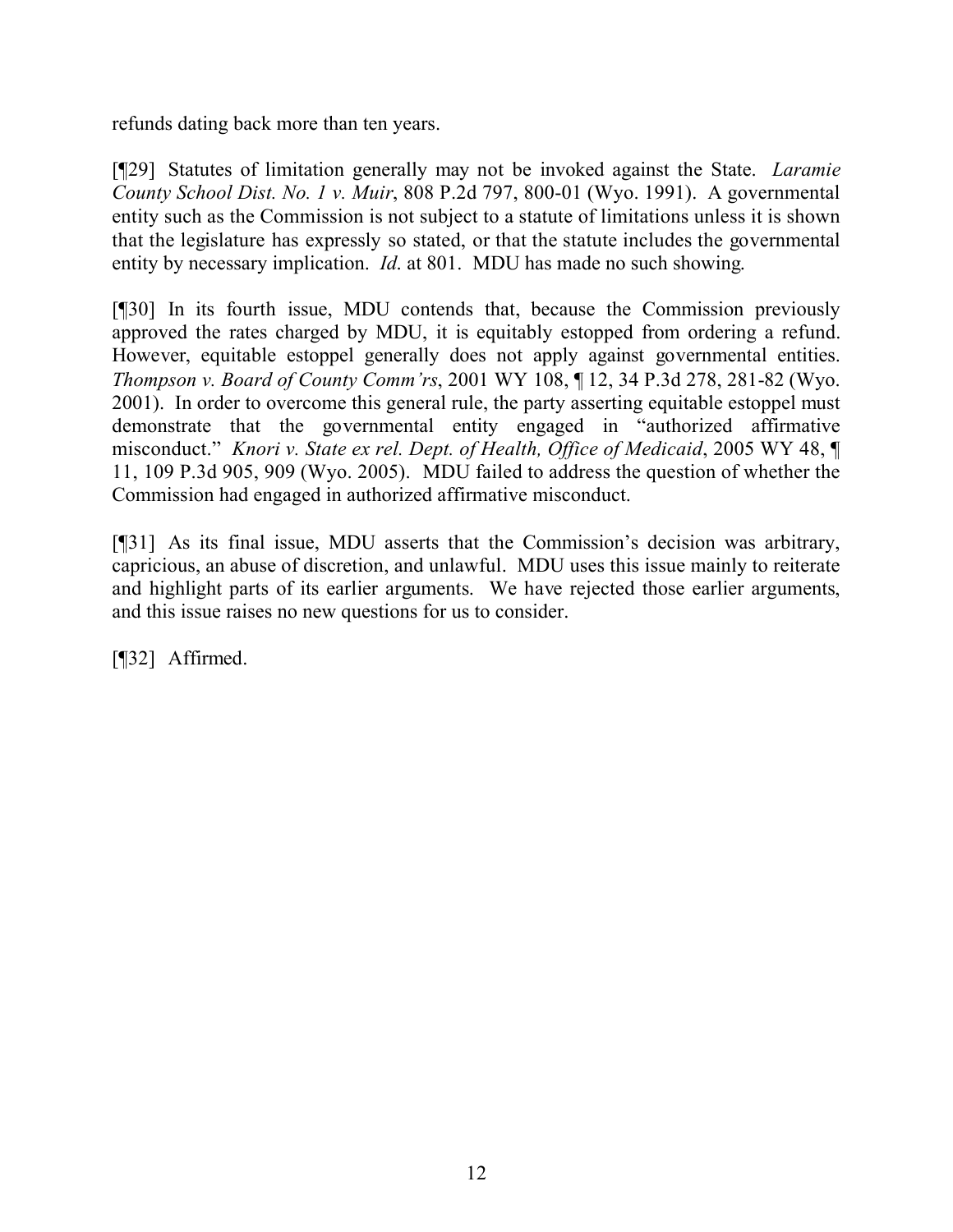refunds dating back more than ten years.

[¶29] Statutes of limitation generally may not be invoked against the State. *Laramie County School Dist. No. 1 v. Muir*, 808 P.2d 797, 800-01 (Wyo. 1991). A governmental entity such as the Commission is not subject to a statute of limitations unless it is shown that the legislature has expressly so stated, or that the statute includes the governmental entity by necessary implication. *Id*. at 801. MDU has made no such showing.

[¶30] In its fourth issue, MDU contends that, because the Commission previously approved the rates charged by MDU, it is equitably estopped from ordering a refund. However, equitable estoppel generally does not apply against governmental entities. *Thompson v. Board of County Comm'rs*, 2001 WY 108, ¶ 12, 34 P.3d 278, 281-82 (Wyo. 2001). In order to overcome this general rule, the party asserting equitable estoppel must demonstrate that the governmental entity engaged in "authorized affirmative misconduct." *Knori v. State ex rel. Dept. of Health, Office of Medicaid*, 2005 WY 48, ¶ 11, 109 P.3d 905, 909 (Wyo. 2005). MDU failed to address the question of whether the Commission had engaged in authorized affirmative misconduct.

[¶31] As its final issue, MDU asserts that the Commission's decision was arbitrary, capricious, an abuse of discretion, and unlawful. MDU uses this issue mainly to reiterate and highlight parts of its earlier arguments. We have rejected those earlier arguments, and this issue raises no new questions for us to consider.

[¶32] Affirmed.